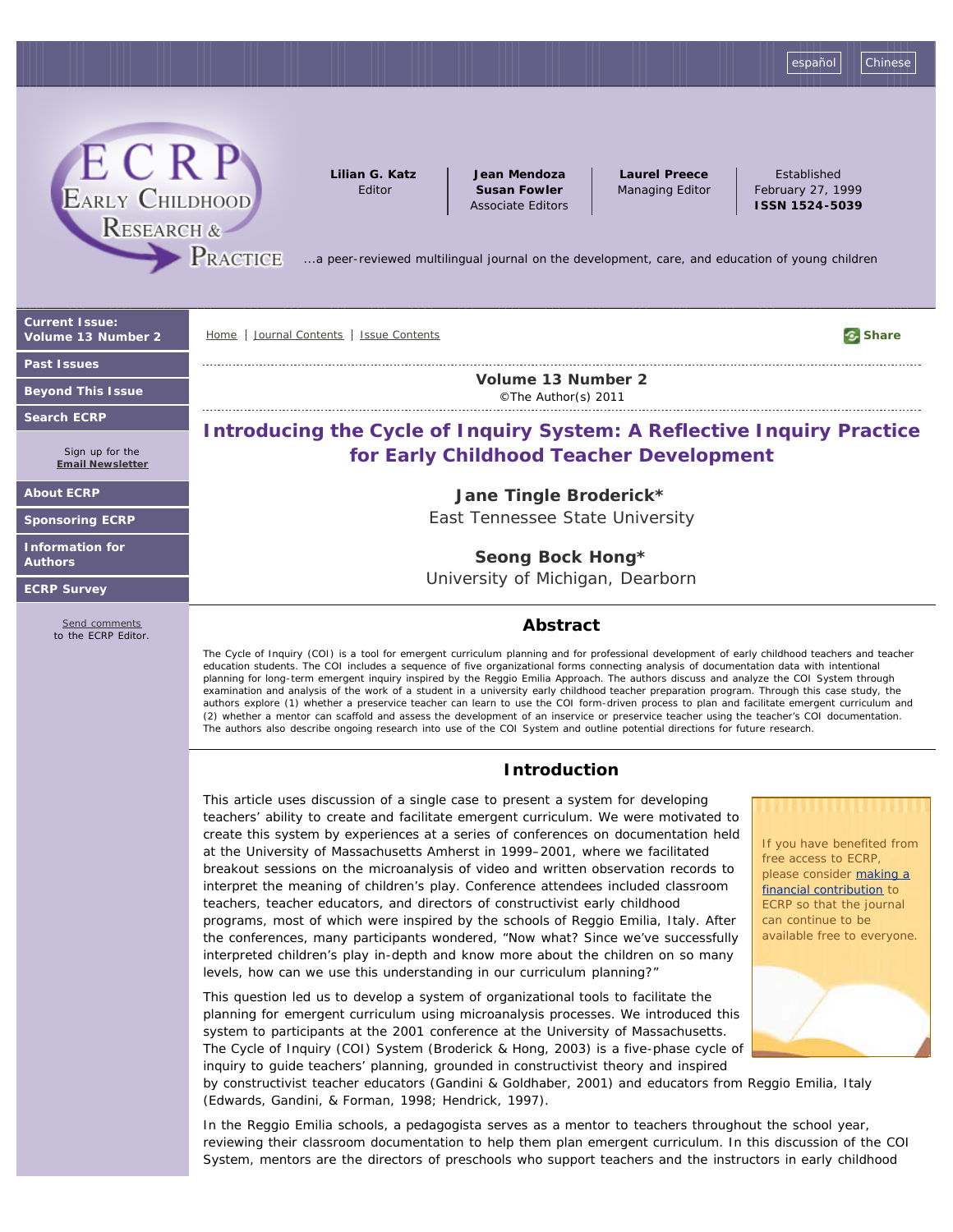Volume 13 Number 2
©The Author(s) 2011

# Introducing the Cycle of Inquiry System: A Reflective Inquiry Practice for Early Childhood Teacher Development

**Jane Tingle Broderick***
East Tennessee State University

**Seong Bock Hong***
University of Michigan, Dearborn

## Abstract

The Cycle of Inquiry (COI) is a tool for emergent curriculum planning and for professional development of early childhood teachers and teacher education students. The COI includes a sequence of five organizational forms connecting analysis of documentation data with intentional planning for long-term emergent inquiry inspired by the Reggio Emilia Approach. The authors discuss and analyze the COI System through examination and analysis of the work of a student in a university early childhood teacher preparation program. Through this case study, the authors explore (1) whether a preservice teacher can learn to use the COI form-driven process to plan and facilitate emergent curriculum and (2) whether a mentor can scaffold and assess the development of an inservice or preservice teacher using the teacher's COI documentation. The authors also describe ongoing research into use of the COI System and outline potential directions for future research.

## Introduction

This article uses discussion of a single case to present a system for developing teachers' ability to create and facilitate emergent curriculum. We were motivated to create this system by experiences at a series of conferences on documentation held at the University of Massachusetts Amherst in 1999–2001, where we facilitated breakout sessions on the microanalysis of video and written observation records to interpret the meaning of children's play. Conference attendees included classroom teachers, teacher educators, and directors of constructivist early childhood programs, most of which were inspired by the schools of Reggio Emilia, Italy. After the conferences, many participants wondered, "Now what? Since we've successfully interpreted children's play in-depth and know more about the children on so many levels, how can we use this understanding in our curriculum planning?"

This question led us to develop a system of organizational tools to facilitate the planning for emergent curriculum using microanalysis processes. We introduced this system to participants at the 2001 conference at the University of Massachusetts. The Cycle of Inquiry (COI) System (Broderick & Hong, 2003) is a five-phase cycle of inquiry to guide teachers' planning, grounded in constructivist theory and inspired by constructivist teacher educators (Gandini & Goldhaber, 2001) and educators from Reggio Emilia, Italy (Edwards, Gandini, & Forman, 1998; Hendrick, 1997).

In the Reggio Emilia schools, a pedagogista serves as a mentor to teachers throughout the school year, reviewing their classroom documentation to help them plan emergent curriculum. In this discussion of the COI System, mentors are the directors of preschools who support teachers and the instructors in early childhood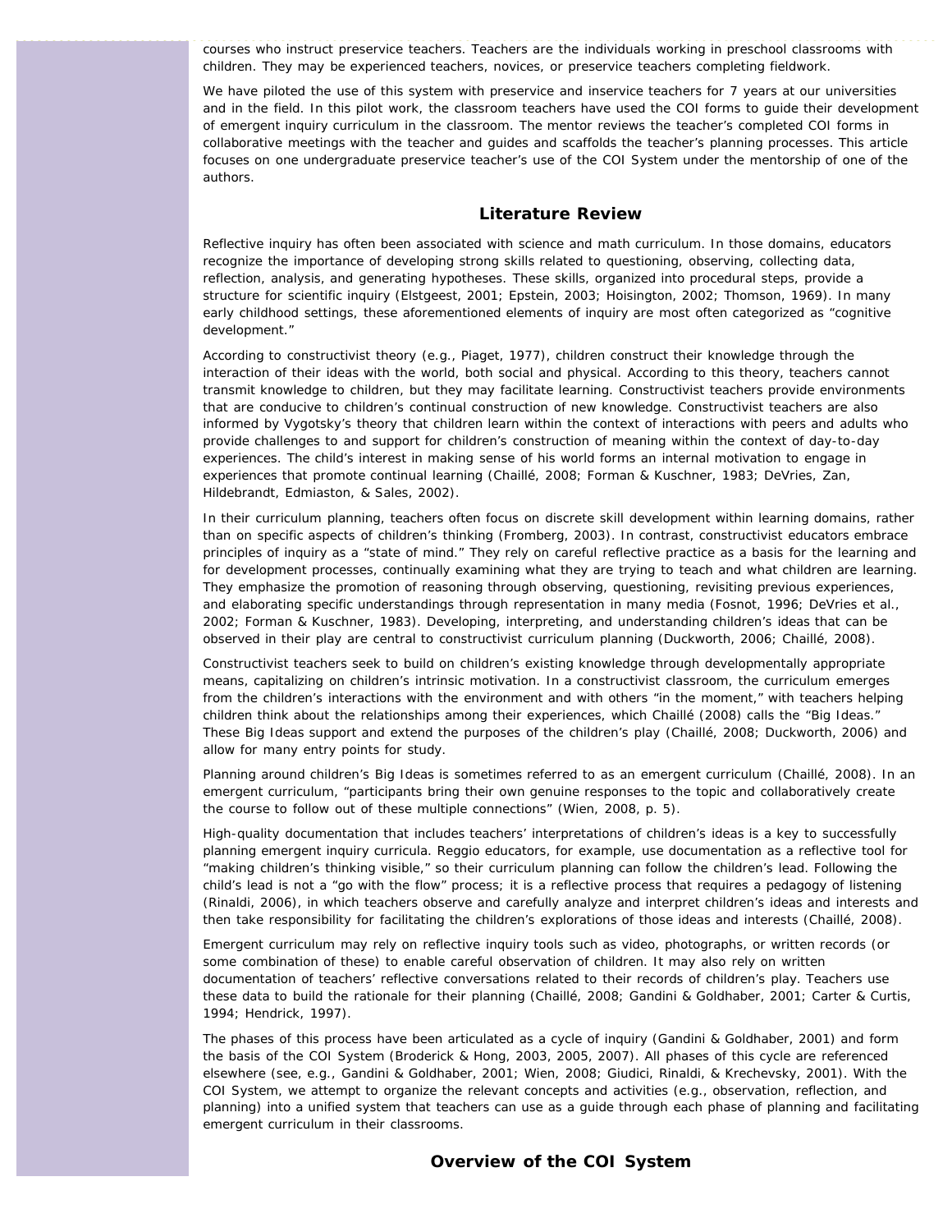courses who instruct preservice teachers. Teachers are the individuals working in preschool classrooms with children. They may be experienced teachers, novices, or preservice teachers completing fieldwork.

We have piloted the use of this system with preservice and inservice teachers for 7 years at our universities and in the field. In this pilot work, the classroom teachers have used the COI forms to guide their development of emergent inquiry curriculum in the classroom. The mentor reviews the teacher's completed COI forms in collaborative meetings with the teacher and guides and scaffolds the teacher's planning processes. This article focuses on one undergraduate preservice teacher's use of the COI System under the mentorship of one of the authors.

## Literature Review

Reflective inquiry has often been associated with science and math curriculum. In those domains, educators recognize the importance of developing strong skills related to questioning, observing, collecting data, reflection, analysis, and generating hypotheses. These skills, organized into procedural steps, provide a structure for scientific inquiry (Elstgeest, 2001; Epstein, 2003; Hoisington, 2002; Thomson, 1969). In many early childhood settings, these aforementioned elements of inquiry are most often categorized as "cognitive development."

According to constructivist theory (e.g., Piaget, 1977), children construct their knowledge through the interaction of their ideas with the world, both social and physical. According to this theory, teachers cannot transmit knowledge to children, but they may facilitate learning. Constructivist teachers provide environments that are conducive to children's continual construction of new knowledge. Constructivist teachers are also informed by Vygotsky's theory that children learn within the context of interactions with peers and adults who provide challenges to and support for children's construction of meaning within the context of day-to-day experiences. The child's interest in making sense of his world forms an internal motivation to engage in experiences that promote continual learning (Chaillé, 2008; Forman & Kuschner, 1983; DeVries, Zan, Hildebrandt, Edmiaston, & Sales, 2002).

In their curriculum planning, teachers often focus on discrete skill development within learning domains, rather than on specific aspects of children's thinking (Fromberg, 2003). In contrast, constructivist educators embrace principles of inquiry as a "state of mind." They rely on careful reflective practice as a basis for the learning and for development processes, continually examining what they are trying to teach and what children are learning. They emphasize the promotion of reasoning through observing, questioning, revisiting previous experiences, and elaborating specific understandings through representation in many media (Fosnot, 1996; DeVries et al., 2002; Forman & Kuschner, 1983). Developing, interpreting, and understanding children's ideas that can be observed in their play are central to constructivist curriculum planning (Duckworth, 2006; Chaillé, 2008).

Constructivist teachers seek to build on children's existing knowledge through developmentally appropriate means, capitalizing on children's intrinsic motivation. In a constructivist classroom, the curriculum emerges from the children's interactions with the environment and with others "in the moment," with teachers helping children think about the relationships among their experiences, which Chaillé (2008) calls the "Big Ideas." These Big Ideas support and extend the purposes of the children's play (Chaillé, 2008; Duckworth, 2006) and allow for many entry points for study.

Planning around children's Big Ideas is sometimes referred to as an emergent curriculum (Chaillé, 2008). In an emergent curriculum, "participants bring their own genuine responses to the topic and collaboratively create the course to follow out of these multiple connections" (Wien, 2008, p. 5).

High-quality documentation that includes teachers' interpretations of children's ideas is a key to successfully planning emergent inquiry curricula. Reggio educators, for example, use documentation as a reflective tool for "making children's thinking visible," so their curriculum planning can follow the children's lead. Following the child's lead is not a "go with the flow" process; it is a reflective process that requires a pedagogy of listening (Rinaldi, 2006), in which teachers observe and carefully analyze and interpret children's ideas and interests and then take responsibility for facilitating the children's explorations of those ideas and interests (Chaillé, 2008).

Emergent curriculum may rely on reflective inquiry tools such as video, photographs, or written records (or some combination of these) to enable careful observation of children. It may also rely on written documentation of teachers' reflective conversations related to their records of children's play. Teachers use these data to build the rationale for their planning (Chaillé, 2008; Gandini & Goldhaber, 2001; Carter & Curtis, 1994; Hendrick, 1997).

The phases of this process have been articulated as a cycle of inquiry (Gandini & Goldhaber, 2001) and form the basis of the COI System (Broderick & Hong, 2003, 2005, 2007). All phases of this cycle are referenced elsewhere (see, e.g., Gandini & Goldhaber, 2001; Wien, 2008; Giudici, Rinaldi, & Krechevsky, 2001). With the COI System, we attempt to organize the relevant concepts and activities (e.g., observation, reflection, and planning) into a unified system that teachers can use as a guide through each phase of planning and facilitating emergent curriculum in their classrooms.

## Overview of the COI System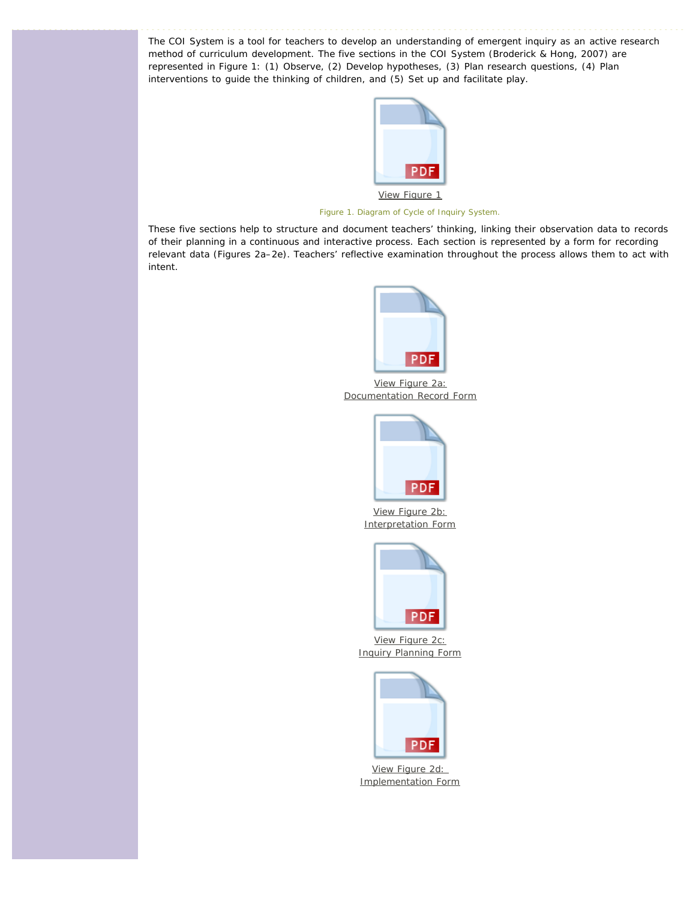The COI System is a tool for teachers to develop an understanding of emergent inquiry as an active research method of curriculum development. The five sections in the COI System (Broderick & Hong, 2007) are represented in Figure 1: (1) Observe, (2) Develop hypotheses, (3) Plan research questions, (4) Plan interventions to guide the thinking of children, and (5) Set up and facilitate play.

View Figure 1

Figure 1. Diagram of Cycle of Inquiry System.

These five sections help to structure and document teachers' thinking, linking their observation data to records of their planning in a continuous and interactive process. Each section is represented by a form for recording relevant data (Figures 2a–2e). Teachers' reflective examination throughout the process allows them to act with intent.

View Figure 2a: Documentation Record Form

View Figure 2b: Interpretation Form

View Figure 2c: Inquiry Planning Form

View Figure 2d: Implementation Form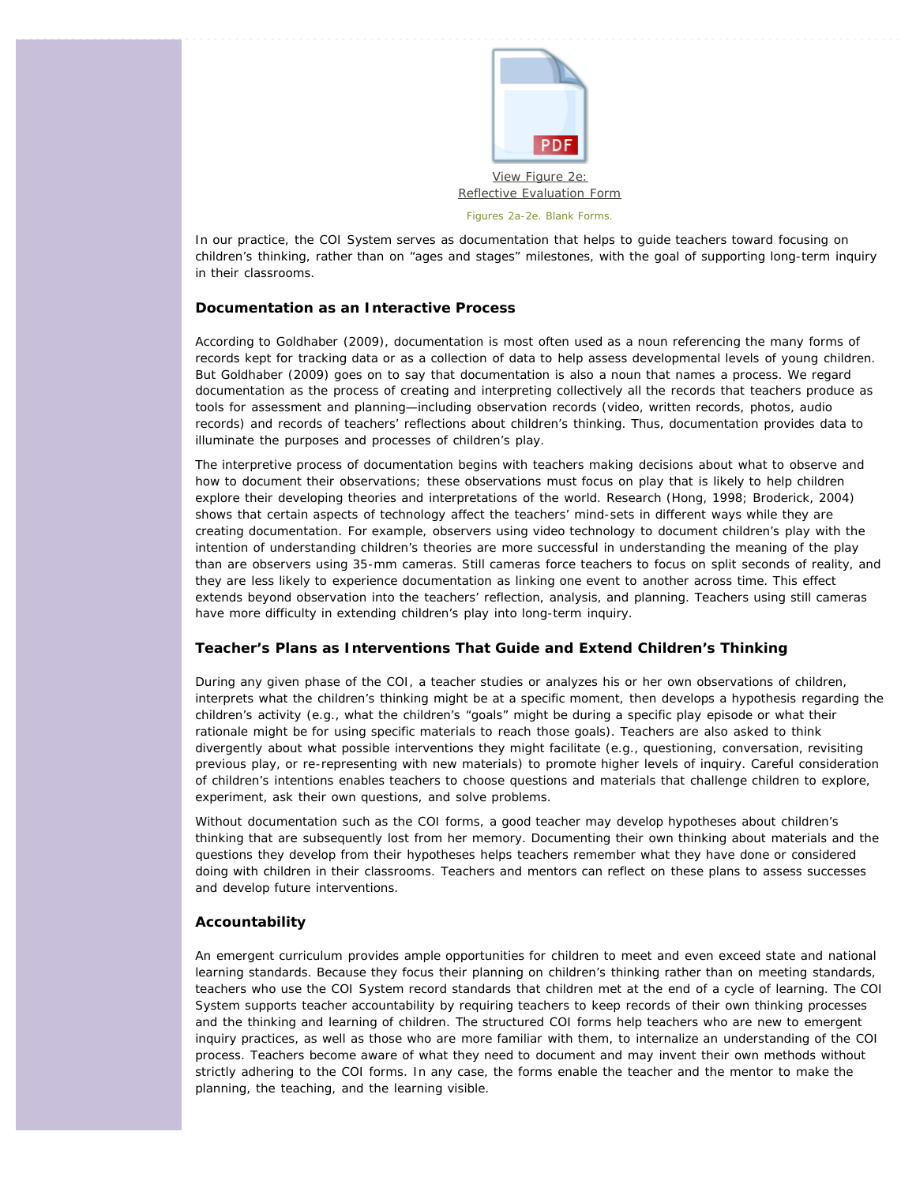View Figure 2e: Reflective Evaluation Form

Figures 2a-2e. Blank Forms.

In our practice, the COI System serves as documentation that helps to guide teachers toward focusing on children's thinking, rather than on "ages and stages" milestones, with the goal of supporting long-term inquiry in their classrooms.

### Documentation as an Interactive Process

According to Goldhaber (2009), documentation is most often used as a noun referencing the many forms of records kept for tracking data or as a collection of data to help assess developmental levels of young children. But Goldhaber (2009) goes on to say that documentation is also a noun that names a process. We regard documentation as the process of creating and interpreting collectively all the records that teachers produce as tools for assessment and planning—including observation records (video, written records, photos, audio records) and records of teachers' reflections about children's thinking. Thus, documentation provides data to illuminate the purposes and processes of children's play.

The interpretive process of documentation begins with teachers making decisions about what to observe and how to document their observations; these observations must focus on play that is likely to help children explore their developing theories and interpretations of the world. Research (Hong, 1998; Broderick, 2004) shows that certain aspects of technology affect the teachers' mind-sets in different ways while they are creating documentation. For example, observers using video technology to document children's play with the intention of understanding children's theories are more successful in understanding the meaning of the play than are observers using 35-mm cameras. Still cameras force teachers to focus on split seconds of reality, and they are less likely to experience documentation as linking one event to another across time. This effect extends beyond observation into the teachers' reflection, analysis, and planning. Teachers using still cameras have more difficulty in extending children's play into long-term inquiry.

### Teacher's Plans as Interventions That Guide and Extend Children's Thinking

During any given phase of the COI, a teacher studies or analyzes his or her own observations of children, interprets what the children's thinking might be at a specific moment, then develops a hypothesis regarding the children's activity (e.g., what the children's "goals" might be during a specific play episode or what their rationale might be for using specific materials to reach those goals). Teachers are also asked to think divergently about what possible interventions they might facilitate (e.g., questioning, conversation, revisiting previous play, or re-representing with new materials) to promote higher levels of inquiry. Careful consideration of children's intentions enables teachers to choose questions and materials that challenge children to explore, experiment, ask their own questions, and solve problems.

Without documentation such as the COI forms, a good teacher may develop hypotheses about children's thinking that are subsequently lost from her memory. Documenting their own thinking about materials and the questions they develop from their hypotheses helps teachers remember what they have done or considered doing with children in their classrooms. Teachers and mentors can reflect on these plans to assess successes and develop future interventions.

### Accountability

An emergent curriculum provides ample opportunities for children to meet and even exceed state and national learning standards. Because they focus their planning on children's thinking rather than on meeting standards, teachers who use the COI System record standards that children met at the end of a cycle of learning. The COI System supports teacher accountability by requiring teachers to keep records of their own thinking processes and the thinking and learning of children. The structured COI forms help teachers who are new to emergent inquiry practices, as well as those who are more familiar with them, to internalize an understanding of the COI process. Teachers become aware of what they need to document and may invent their own methods without strictly adhering to the COI forms. In any case, the forms enable the teacher and the mentor to make the planning, the teaching, and the learning visible.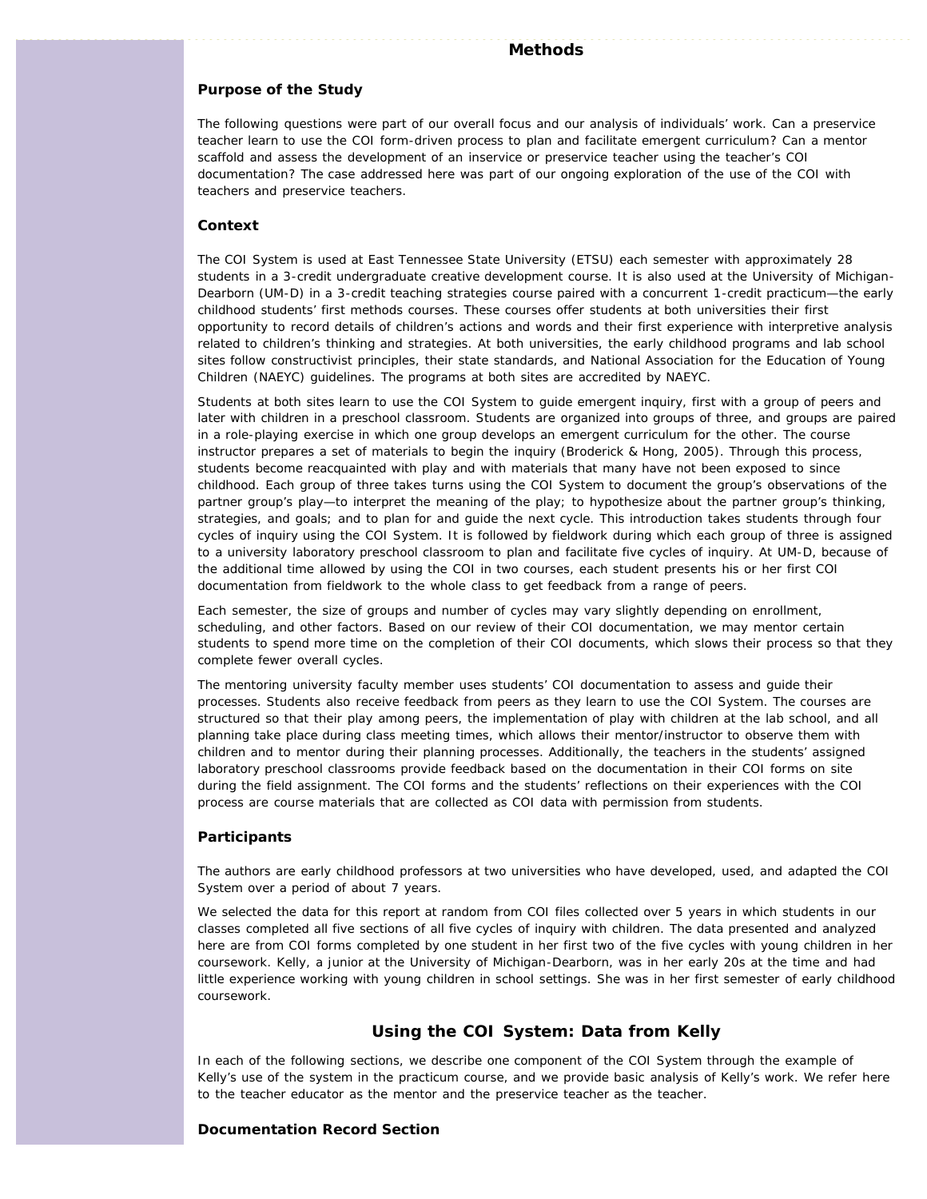## Methods

### Purpose of the Study

The following questions were part of our overall focus and our analysis of individuals' work. Can a preservice teacher learn to use the COI form-driven process to plan and facilitate emergent curriculum? Can a mentor scaffold and assess the development of an inservice or preservice teacher using the teacher's COI documentation? The case addressed here was part of our ongoing exploration of the use of the COI with teachers and preservice teachers.

### Context

The COI System is used at East Tennessee State University (ETSU) each semester with approximately 28 students in a 3-credit undergraduate creative development course. It is also used at the University of Michigan-Dearborn (UM-D) in a 3-credit teaching strategies course paired with a concurrent 1-credit practicum—the early childhood students' first methods courses. These courses offer students at both universities their first opportunity to record details of children's actions and words and their first experience with interpretive analysis related to children's thinking and strategies. At both universities, the early childhood programs and lab school sites follow constructivist principles, their state standards, and National Association for the Education of Young Children (NAEYC) guidelines. The programs at both sites are accredited by NAEYC.

Students at both sites learn to use the COI System to guide emergent inquiry, first with a group of peers and later with children in a preschool classroom. Students are organized into groups of three, and groups are paired in a role-playing exercise in which one group develops an emergent curriculum for the other. The course instructor prepares a set of materials to begin the inquiry (Broderick & Hong, 2005). Through this process, students become reacquainted with play and with materials that many have not been exposed to since childhood. Each group of three takes turns using the COI System to document the group's observations of the partner group's play—to interpret the meaning of the play; to hypothesize about the partner group's thinking, strategies, and goals; and to plan for and guide the next cycle. This introduction takes students through four cycles of inquiry using the COI System. It is followed by fieldwork during which each group of three is assigned to a university laboratory preschool classroom to plan and facilitate five cycles of inquiry. At UM-D, because of the additional time allowed by using the COI in two courses, each student presents his or her first COI documentation from fieldwork to the whole class to get feedback from a range of peers.

Each semester, the size of groups and number of cycles may vary slightly depending on enrollment, scheduling, and other factors. Based on our review of their COI documentation, we may mentor certain students to spend more time on the completion of their COI documents, which slows their process so that they complete fewer overall cycles.

The mentoring university faculty member uses students' COI documentation to assess and guide their processes. Students also receive feedback from peers as they learn to use the COI System. The courses are structured so that their play among peers, the implementation of play with children at the lab school, and all planning take place during class meeting times, which allows their mentor/instructor to observe them with children and to mentor during their planning processes. Additionally, the teachers in the students' assigned laboratory preschool classrooms provide feedback based on the documentation in their COI forms on site during the field assignment. The COI forms and the students' reflections on their experiences with the COI process are course materials that are collected as COI data with permission from students.

### Participants

The authors are early childhood professors at two universities who have developed, used, and adapted the COI System over a period of about 7 years.

We selected the data for this report at random from COI files collected over 5 years in which students in our classes completed all five sections of all five cycles of inquiry with children. The data presented and analyzed here are from COI forms completed by one student in her first two of the five cycles with young children in her coursework. Kelly, a junior at the University of Michigan-Dearborn, was in her early 20s at the time and had little experience working with young children in school settings. She was in her first semester of early childhood coursework.

## Using the COI System: Data from Kelly

In each of the following sections, we describe one component of the COI System through the example of Kelly's use of the system in the practicum course, and we provide basic analysis of Kelly's work. We refer here to the teacher educator as the mentor and the preservice teacher as the teacher.

### Documentation Record Section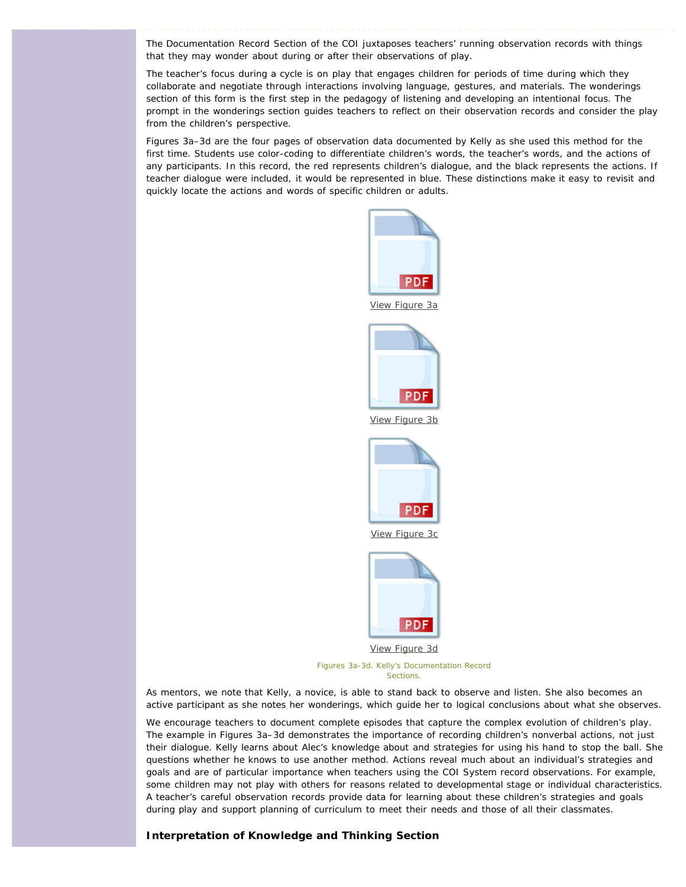The Documentation Record Section of the COI juxtaposes teachers' running observation records with things that they may wonder about during or after their observations of play.

The teacher's focus during a cycle is on play that engages children for periods of time during which they collaborate and negotiate through interactions involving language, gestures, and materials. The wonderings section of this form is the first step in the pedagogy of listening and developing an intentional focus. The prompt in the wonderings section guides teachers to reflect on their observation records and consider the play from the children's perspective.

Figures 3a–3d are the four pages of observation data documented by Kelly as she used this method for the first time. Students use color-coding to differentiate children's words, the teacher's words, and the actions of any participants. In this record, the red represents children's dialogue, and the black represents the actions. If teacher dialogue were included, it would be represented in blue. These distinctions make it easy to revisit and quickly locate the actions and words of specific children or adults.

View Figure 3a

View Figure 3b

View Figure 3c

View Figure 3d

Figures 3a-3d. Kelly's Documentation Record Sections.

As mentors, we note that Kelly, a novice, is able to stand back to observe and listen. She also becomes an active participant as she notes her wonderings, which guide her to logical conclusions about what she observes.

We encourage teachers to document complete episodes that capture the complex evolution of children's play. The example in Figures 3a–3d demonstrates the importance of recording children's nonverbal actions, not just their dialogue. Kelly learns about Alec's knowledge about and strategies for using his hand to stop the ball. She questions whether he knows to use another method. Actions reveal much about an individual's strategies and goals and are of particular importance when teachers using the COI System record observations. For example, some children may not play with others for reasons related to developmental stage or individual characteristics. A teacher's careful observation records provide data for learning about these children's strategies and goals during play and support planning of curriculum to meet their needs and those of all their classmates.

### Interpretation of Knowledge and Thinking Section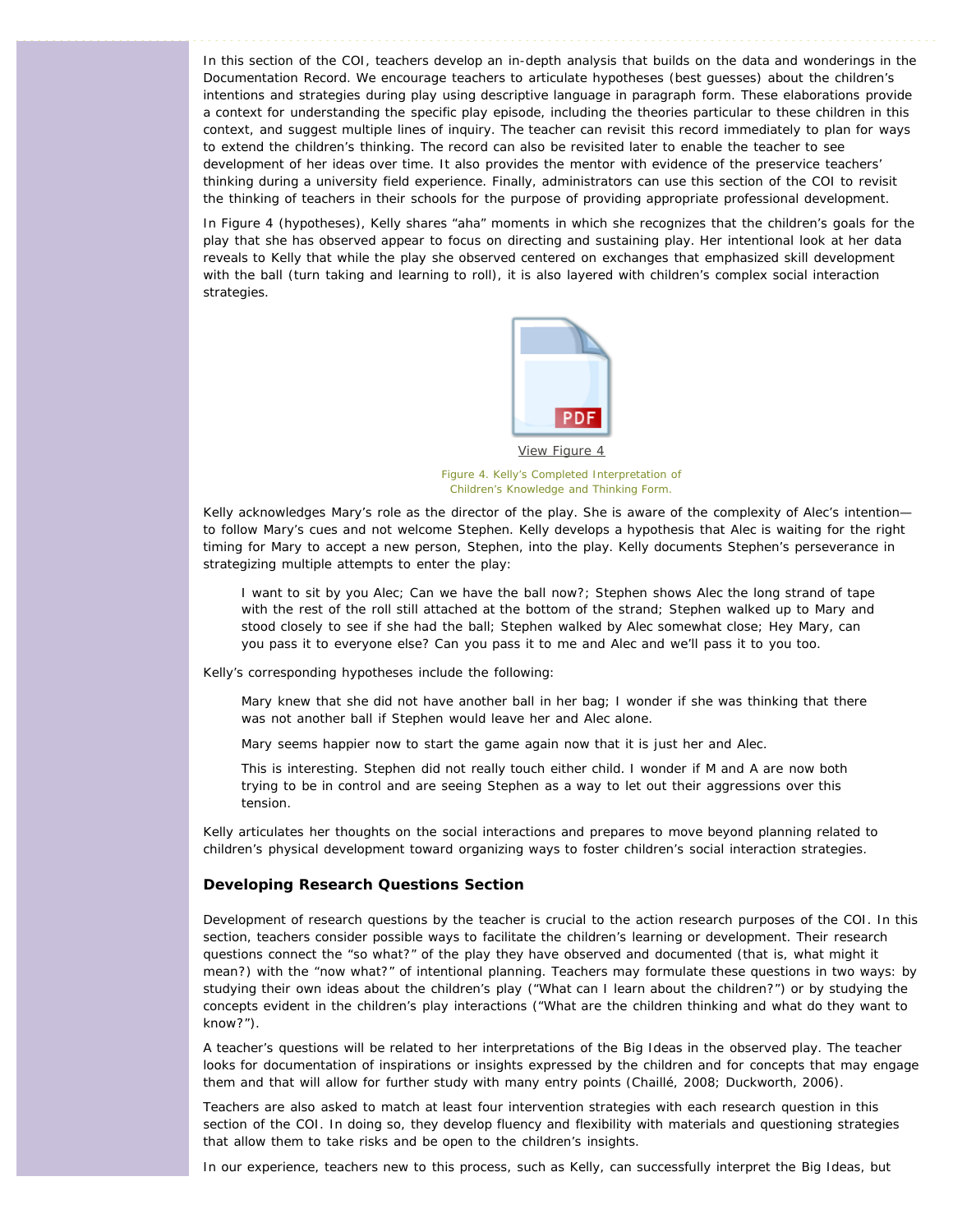In this section of the COI, teachers develop an in-depth analysis that builds on the data and wonderings in the Documentation Record. We encourage teachers to articulate hypotheses (best guesses) about the children's intentions and strategies during play using descriptive language in paragraph form. These elaborations provide a context for understanding the specific play episode, including the theories particular to these children in this context, and suggest multiple lines of inquiry. The teacher can revisit this record immediately to plan for ways to extend the children's thinking. The record can also be revisited later to enable the teacher to see development of her ideas over time. It also provides the mentor with evidence of the preservice teachers' thinking during a university field experience. Finally, administrators can use this section of the COI to revisit the thinking of teachers in their schools for the purpose of providing appropriate professional development.

In Figure 4 (hypotheses), Kelly shares "aha" moments in which she recognizes that the children's goals for the play that she has observed appear to focus on directing and sustaining play. Her intentional look at her data reveals to Kelly that while the play she observed centered on exchanges that emphasized skill development with the ball (turn taking and learning to roll), it is also layered with children's complex social interaction strategies.

View Figure 4

Figure 4. Kelly's Completed Interpretation of Children's Knowledge and Thinking Form.

Kelly acknowledges Mary's role as the director of the play. She is aware of the complexity of Alec's intention—to follow Mary's cues and not welcome Stephen. Kelly develops a hypothesis that Alec is waiting for the right timing for Mary to accept a new person, Stephen, into the play. Kelly documents Stephen's perseverance in strategizing multiple attempts to enter the play:

> I want to sit by you Alec; Can we have the ball now?; Stephen shows Alec the long strand of tape with the rest of the roll still attached at the bottom of the strand; Stephen walked up to Mary and stood closely to see if she had the ball; Stephen walked by Alec somewhat close; Hey Mary, can you pass it to everyone else? Can you pass it to me and Alec and we'll pass it to you too.

Kelly's corresponding hypotheses include the following:

> Mary knew that she did not have another ball in her bag; I wonder if she was thinking that there was not another ball if Stephen would leave her and Alec alone.
>
> Mary seems happier now to start the game again now that it is just her and Alec.
>
> This is interesting. Stephen did not really touch either child. I wonder if M and A are now both trying to be in control and are seeing Stephen as a way to let out their aggressions over this tension.

Kelly articulates her thoughts on the social interactions and prepares to move beyond planning related to children's physical development toward organizing ways to foster children's social interaction strategies.

### Developing Research Questions Section

Development of research questions by the teacher is crucial to the action research purposes of the COI. In this section, teachers consider possible ways to facilitate the children's learning or development. Their research questions connect the "so what?" of the play they have observed and documented (that is, what might it mean?) with the "now what?" of intentional planning. Teachers may formulate these questions in two ways: by studying their own ideas about the children's play ("What can I learn about the children?") or by studying the concepts evident in the children's play interactions ("What are the children thinking and what do they want to know?").

A teacher's questions will be related to her interpretations of the Big Ideas in the observed play. The teacher looks for documentation of inspirations or insights expressed by the children and for concepts that may engage them and that will allow for further study with many entry points (Chaillé, 2008; Duckworth, 2006).

Teachers are also asked to match at least four intervention strategies with each research question in this section of the COI. In doing so, they develop fluency and flexibility with materials and questioning strategies that allow them to take risks and be open to the children's insights.

In our experience, teachers new to this process, such as Kelly, can successfully interpret the Big Ideas, but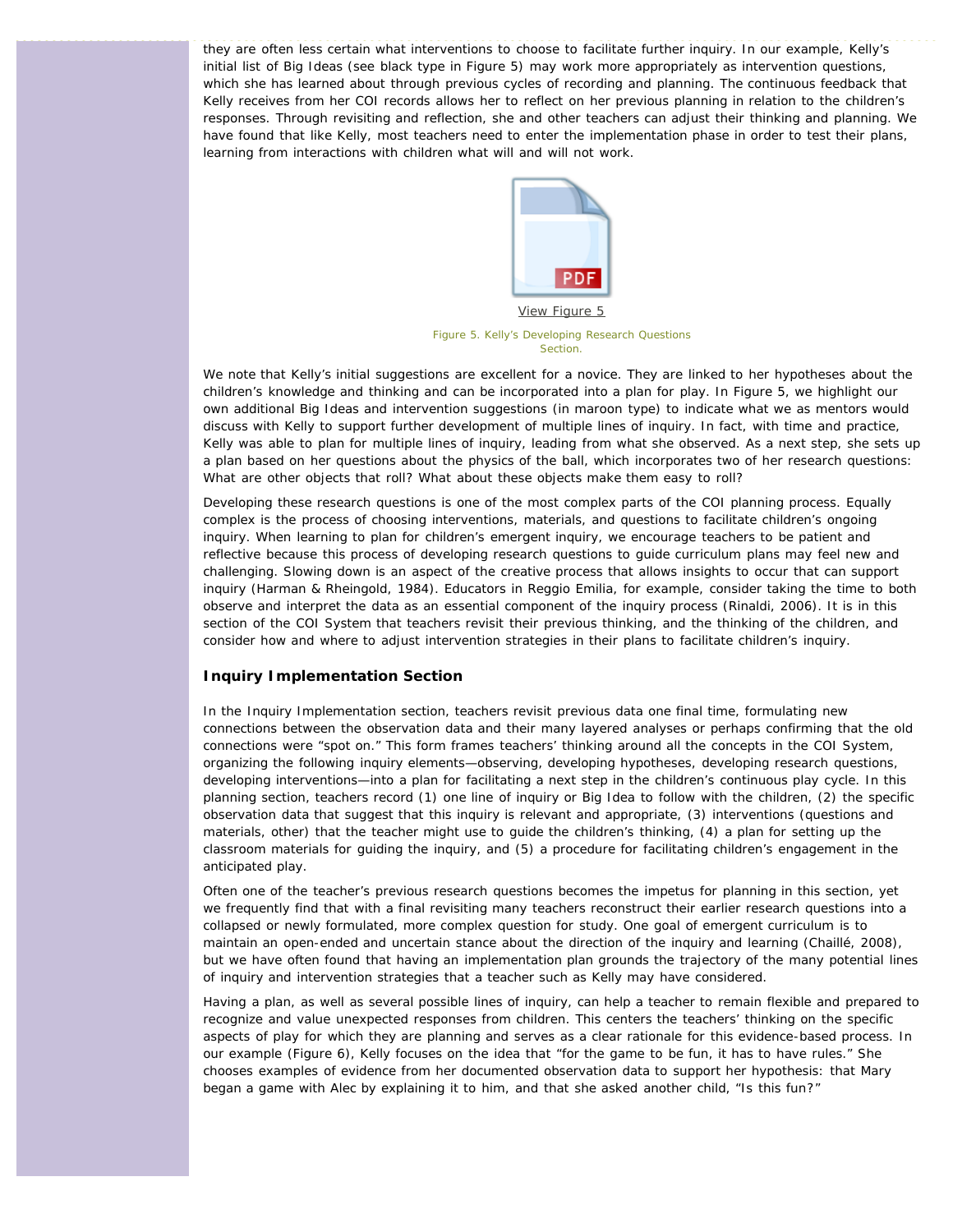they are often less certain what interventions to choose to facilitate further inquiry. In our example, Kelly's initial list of Big Ideas (see black type in Figure 5) may work more appropriately as intervention questions, which she has learned about through previous cycles of recording and planning. The continuous feedback that Kelly receives from her COI records allows her to reflect on her previous planning in relation to the children's responses. Through revisiting and reflection, she and other teachers can adjust their thinking and planning. We have found that like Kelly, most teachers need to enter the implementation phase in order to test their plans, learning from interactions with children what will and will not work.

View Figure 5

Figure 5. Kelly's Developing Research Questions Section.

We note that Kelly's initial suggestions are excellent for a novice. They are linked to her hypotheses about the children's knowledge and thinking and can be incorporated into a plan for play. In Figure 5, we highlight our own additional Big Ideas and intervention suggestions (in maroon type) to indicate what we as mentors would discuss with Kelly to support further development of multiple lines of inquiry. In fact, with time and practice, Kelly was able to plan for multiple lines of inquiry, leading from what she observed. As a next step, she sets up a plan based on her questions about the physics of the ball, which incorporates two of her research questions: What are other objects that roll? What about these objects make them easy to roll?

Developing these research questions is one of the most complex parts of the COI planning process. Equally complex is the process of choosing interventions, materials, and questions to facilitate children's ongoing inquiry. When learning to plan for children's emergent inquiry, we encourage teachers to be patient and reflective because this process of developing research questions to guide curriculum plans may feel new and challenging. Slowing down is an aspect of the creative process that allows insights to occur that can support inquiry (Harman & Rheingold, 1984). Educators in Reggio Emilia, for example, consider taking the time to both observe and interpret the data as an essential component of the inquiry process (Rinaldi, 2006). It is in this section of the COI System that teachers revisit their previous thinking, and the thinking of the children, and consider how and where to adjust intervention strategies in their plans to facilitate children's inquiry.

### Inquiry Implementation Section

In the Inquiry Implementation section, teachers revisit previous data one final time, formulating new connections between the observation data and their many layered analyses or perhaps confirming that the old connections were "spot on." This form frames teachers' thinking around all the concepts in the COI System, organizing the following inquiry elements—observing, developing hypotheses, developing research questions, developing interventions—into a plan for facilitating a next step in the children's continuous play cycle. In this planning section, teachers record (1) one line of inquiry or Big Idea to follow with the children, (2) the specific observation data that suggest that this inquiry is relevant and appropriate, (3) interventions (questions and materials, other) that the teacher might use to guide the children's thinking, (4) a plan for setting up the classroom materials for guiding the inquiry, and (5) a procedure for facilitating children's engagement in the anticipated play.

Often one of the teacher's previous research questions becomes the impetus for planning in this section, yet we frequently find that with a final revisiting many teachers reconstruct their earlier research questions into a collapsed or newly formulated, more complex question for study. One goal of emergent curriculum is to maintain an open-ended and uncertain stance about the direction of the inquiry and learning (Chaillé, 2008), but we have often found that having an implementation plan grounds the trajectory of the many potential lines of inquiry and intervention strategies that a teacher such as Kelly may have considered.

Having a plan, as well as several possible lines of inquiry, can help a teacher to remain flexible and prepared to recognize and value unexpected responses from children. This centers the teachers' thinking on the specific aspects of play for which they are planning and serves as a clear rationale for this evidence-based process. In our example (Figure 6), Kelly focuses on the idea that "for the game to be fun, it has to have rules." She chooses examples of evidence from her documented observation data to support her hypothesis: that Mary began a game with Alec by explaining it to him, and that she asked another child, "Is this fun?"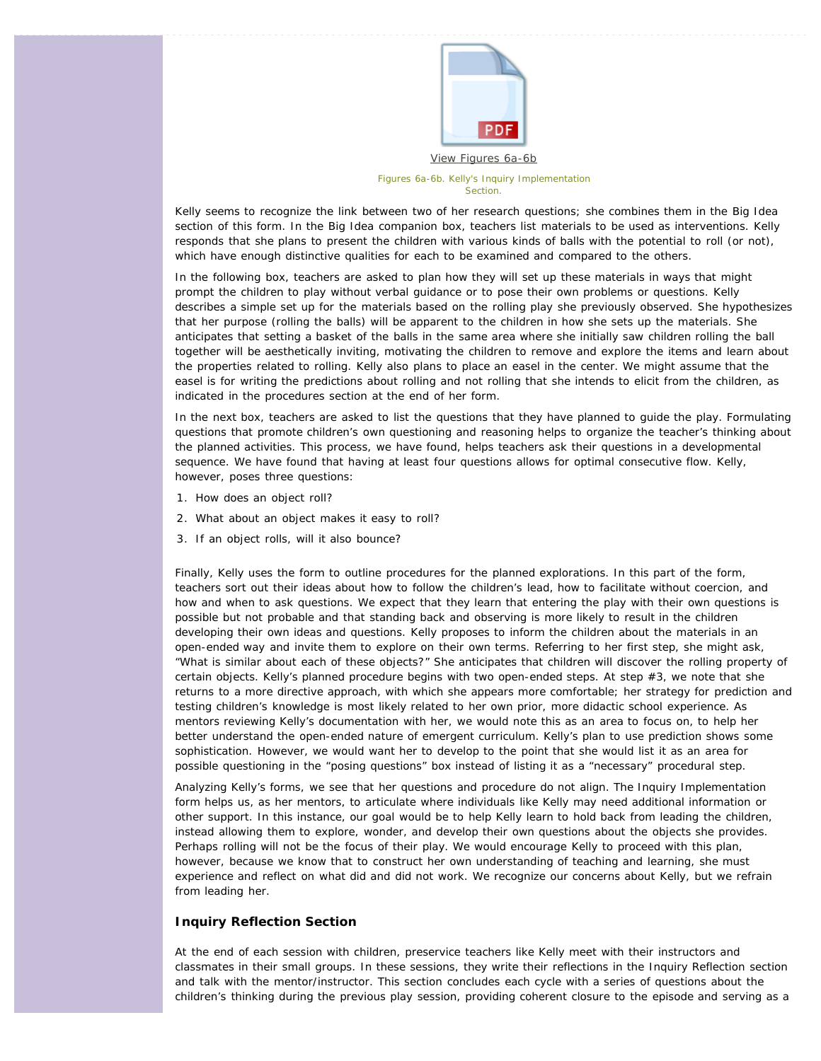View Figures 6a-6b

Figures 6a-6b. Kelly's Inquiry Implementation Section.

Kelly seems to recognize the link between two of her research questions; she combines them in the Big Idea section of this form. In the Big Idea companion box, teachers list materials to be used as interventions. Kelly responds that she plans to present the children with various kinds of balls with the potential to roll (or not), which have enough distinctive qualities for each to be examined and compared to the others.

In the following box, teachers are asked to plan how they will set up these materials in ways that might prompt the children to play without verbal guidance or to pose their own problems or questions. Kelly describes a simple set up for the materials based on the rolling play she previously observed. She hypothesizes that her purpose (rolling the balls) will be apparent to the children in how she sets up the materials. She anticipates that setting a basket of the balls in the same area where she initially saw children rolling the ball together will be aesthetically inviting, motivating the children to remove and explore the items and learn about the properties related to rolling. Kelly also plans to place an easel in the center. We might assume that the easel is for writing the predictions about rolling and not rolling that she intends to elicit from the children, as indicated in the procedures section at the end of her form.

In the next box, teachers are asked to list the questions that they have planned to guide the play. Formulating questions that promote children's own questioning and reasoning helps to organize the teacher's thinking about the planned activities. This process, we have found, helps teachers ask their questions in a developmental sequence. We have found that having at least four questions allows for optimal consecutive flow. Kelly, however, poses three questions:

1. How does an object roll?
2. What about an object makes it easy to roll?
3. If an object rolls, will it also bounce?

Finally, Kelly uses the form to outline procedures for the planned explorations. In this part of the form, teachers sort out their ideas about how to follow the children's lead, how to facilitate without coercion, and how and when to ask questions. We expect that they learn that entering the play with their own questions is possible but not probable and that standing back and observing is more likely to result in the children developing their own ideas and questions. Kelly proposes to inform the children about the materials in an open-ended way and invite them to explore on their own terms. Referring to her first step, she might ask, "What is similar about each of these objects?" She anticipates that children will discover the rolling property of certain objects. Kelly's planned procedure begins with two open-ended steps. At step #3, we note that she returns to a more directive approach, with which she appears more comfortable; her strategy for prediction and testing children's knowledge is most likely related to her own prior, more didactic school experience. As mentors reviewing Kelly's documentation with her, we would note this as an area to focus on, to help her better understand the open-ended nature of emergent curriculum. Kelly's plan to use prediction shows some sophistication. However, we would want her to develop to the point that she would list it as an area for possible questioning in the "posing questions" box instead of listing it as a "necessary" procedural step.

Analyzing Kelly's forms, we see that her questions and procedure do not align. The Inquiry Implementation form helps us, as her mentors, to articulate where individuals like Kelly may need additional information or other support. In this instance, our goal would be to help Kelly learn to hold back from leading the children, instead allowing them to explore, wonder, and develop their own questions about the objects she provides. Perhaps rolling will not be the focus of their play. We would encourage Kelly to proceed with this plan, however, because we know that to construct her own understanding of teaching and learning, she must experience and reflect on what did and did not work. We recognize our concerns about Kelly, but we refrain from leading her.

### Inquiry Reflection Section

At the end of each session with children, preservice teachers like Kelly meet with their instructors and classmates in their small groups. In these sessions, they write their reflections in the Inquiry Reflection section and talk with the mentor/instructor. This section concludes each cycle with a series of questions about the children's thinking during the previous play session, providing coherent closure to the episode and serving as a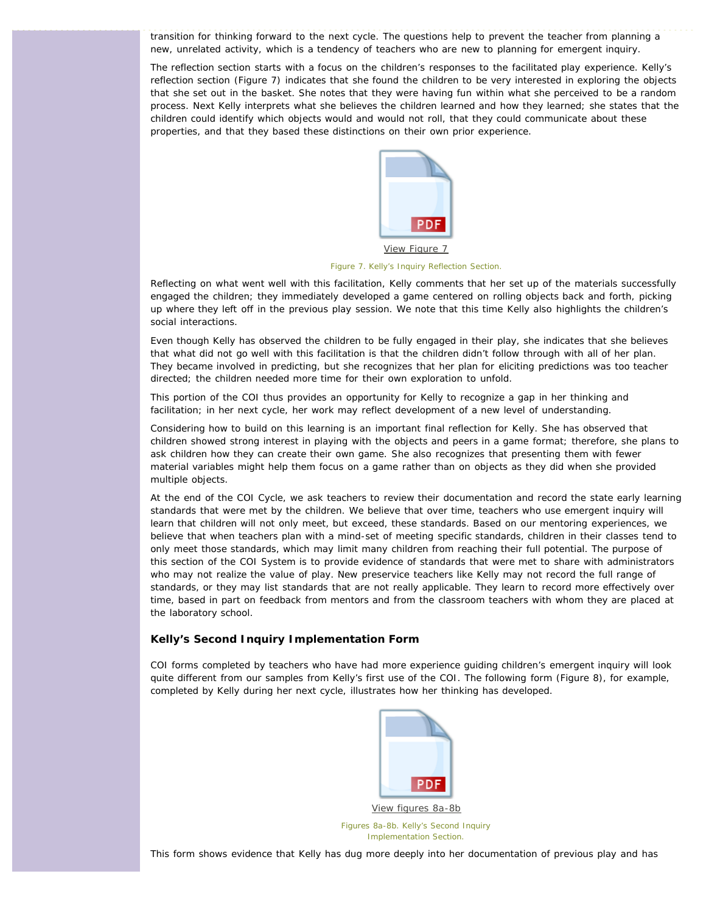transition for thinking forward to the next cycle. The questions help to prevent the teacher from planning a new, unrelated activity, which is a tendency of teachers who are new to planning for emergent inquiry.

The reflection section starts with a focus on the children's responses to the facilitated play experience. Kelly's reflection section (Figure 7) indicates that she found the children to be very interested in exploring the objects that she set out in the basket. She notes that they were having fun within what she perceived to be a random process. Next Kelly interprets what she believes the children learned and how they learned; she states that the children could identify which objects would and would not roll, that they could communicate about these properties, and that they based these distinctions on their own prior experience.

View Figure 7

Figure 7. Kelly's Inquiry Reflection Section.

Reflecting on what went well with this facilitation, Kelly comments that her set up of the materials successfully engaged the children; they immediately developed a game centered on rolling objects back and forth, picking up where they left off in the previous play session. We note that this time Kelly also highlights the children's social interactions.

Even though Kelly has observed the children to be fully engaged in their play, she indicates that she believes that what did not go well with this facilitation is that the children didn't follow through with all of her plan. They became involved in predicting, but she recognizes that her plan for eliciting predictions was too teacher directed; the children needed more time for their own exploration to unfold.

This portion of the COI thus provides an opportunity for Kelly to recognize a gap in her thinking and facilitation; in her next cycle, her work may reflect development of a new level of understanding.

Considering how to build on this learning is an important final reflection for Kelly. She has observed that children showed strong interest in playing with the objects and peers in a game format; therefore, she plans to ask children how they can create their own game. She also recognizes that presenting them with fewer material variables might help them focus on a game rather than on objects as they did when she provided multiple objects.

At the end of the COI Cycle, we ask teachers to review their documentation and record the state early learning standards that were met by the children. We believe that over time, teachers who use emergent inquiry will learn that children will not only meet, but exceed, these standards. Based on our mentoring experiences, we believe that when teachers plan with a mind-set of meeting specific standards, children in their classes tend to only meet those standards, which may limit many children from reaching their full potential. The purpose of this section of the COI System is to provide evidence of standards that were met to share with administrators who may not realize the value of play. New preservice teachers like Kelly may not record the full range of standards, or they may list standards that are not really applicable. They learn to record more effectively over time, based in part on feedback from mentors and from the classroom teachers with whom they are placed at the laboratory school.

### Kelly's Second Inquiry Implementation Form

COI forms completed by teachers who have had more experience guiding children's emergent inquiry will look quite different from our samples from Kelly's first use of the COI. The following form (Figure 8), for example, completed by Kelly during her next cycle, illustrates how her thinking has developed.

View figures 8a-8b

Figures 8a-8b. Kelly's Second Inquiry Implementation Section.

This form shows evidence that Kelly has dug more deeply into her documentation of previous play and has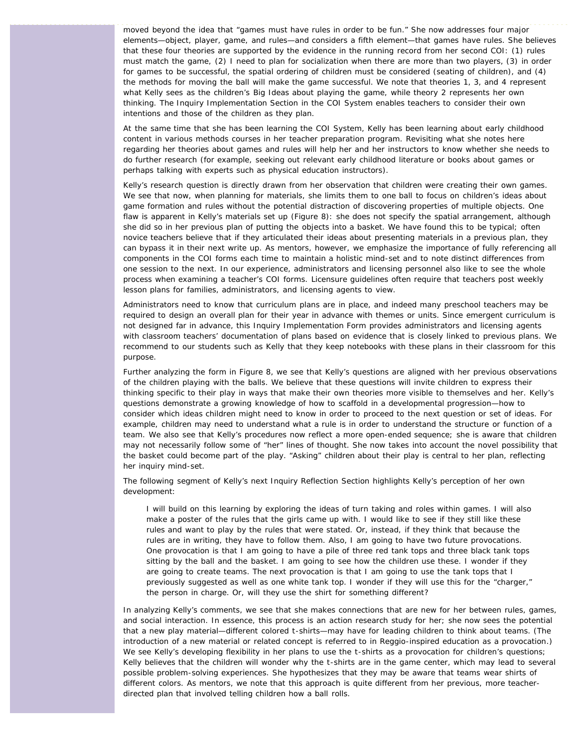moved beyond the idea that "games must have rules in order to be fun." She now addresses four major elements—object, player, game, and rules—and considers a fifth element—that games have rules. She believes that these four theories are supported by the evidence in the running record from her second COI: (1) rules must match the game, (2) I need to plan for socialization when there are more than two players, (3) in order for games to be successful, the spatial ordering of children must be considered (seating of children), and (4) the methods for moving the ball will make the game successful. We note that theories 1, 3, and 4 represent what Kelly sees as the children's Big Ideas about playing the game, while theory 2 represents her own thinking. The Inquiry Implementation Section in the COI System enables teachers to consider their own intentions and those of the children as they plan.

At the same time that she has been learning the COI System, Kelly has been learning about early childhood content in various methods courses in her teacher preparation program. Revisiting what she notes here regarding her theories about games and rules will help her and her instructors to know whether she needs to do further research (for example, seeking out relevant early childhood literature or books about games or perhaps talking with experts such as physical education instructors).

Kelly's research question is directly drawn from her observation that children were creating their own games. We see that now, when planning for materials, she limits them to one ball to focus on children's ideas about game formation and rules without the potential distraction of discovering properties of multiple objects. One flaw is apparent in Kelly's materials set up (Figure 8): she does not specify the spatial arrangement, although she did so in her previous plan of putting the objects into a basket. We have found this to be typical; often novice teachers believe that if they articulated their ideas about presenting materials in a previous plan, they can bypass it in their next write up. As mentors, however, we emphasize the importance of fully referencing all components in the COI forms each time to maintain a holistic mind-set and to note distinct differences from one session to the next. In our experience, administrators and licensing personnel also like to see the whole process when examining a teacher's COI forms. Licensure guidelines often require that teachers post weekly lesson plans for families, administrators, and licensing agents to view.

Administrators need to know that curriculum plans are in place, and indeed many preschool teachers may be required to design an overall plan for their year in advance with themes or units. Since emergent curriculum is not designed far in advance, this Inquiry Implementation Form provides administrators and licensing agents with classroom teachers' documentation of plans based on evidence that is closely linked to previous plans. We recommend to our students such as Kelly that they keep notebooks with these plans in their classroom for this purpose.

Further analyzing the form in Figure 8, we see that Kelly's questions are aligned with her previous observations of the children playing with the balls. We believe that these questions will invite children to express their thinking specific to their play in ways that make their own theories more visible to themselves and her. Kelly's questions demonstrate a growing knowledge of how to scaffold in a developmental progression—how to consider which ideas children might need to know in order to proceed to the next question or set of ideas. For example, children may need to understand what a rule is in order to understand the structure or function of a team. We also see that Kelly's procedures now reflect a more open-ended sequence; she is aware that children may not necessarily follow some of "her" lines of thought. She now takes into account the novel possibility that the basket could become part of the play. "Asking" children about their play is central to her plan, reflecting her inquiry mind-set.

The following segment of Kelly's next Inquiry Reflection Section highlights Kelly's perception of her own development:

> I will build on this learning by exploring the ideas of turn taking and roles within games. I will also make a poster of the rules that the girls came up with. I would like to see if they still like these rules and want to play by the rules that were stated. Or, instead, if they think that because the rules are in writing, they have to follow them. Also, I am going to have two future provocations. One provocation is that I am going to have a pile of three red tank tops and three black tank tops sitting by the ball and the basket. I am going to see how the children use these. I wonder if they are going to create teams. The next provocation is that I am going to use the tank tops that I previously suggested as well as one white tank top. I wonder if they will use this for the "charger," the person in charge. Or, will they use the shirt for something different?

In analyzing Kelly's comments, we see that she makes connections that are new for her between rules, games, and social interaction. In essence, this process is an action research study for her; she now sees the potential that a new play material—different colored t-shirts—may have for leading children to think about teams. (The introduction of a new material or related concept is referred to in Reggio-inspired education as a provocation.) We see Kelly's developing flexibility in her plans to use the t-shirts as a provocation for children's questions; Kelly believes that the children will wonder why the t-shirts are in the game center, which may lead to several possible problem-solving experiences. She hypothesizes that they may be aware that teams wear shirts of different colors. As mentors, we note that this approach is quite different from her previous, more teacher-directed plan that involved telling children how a ball rolls.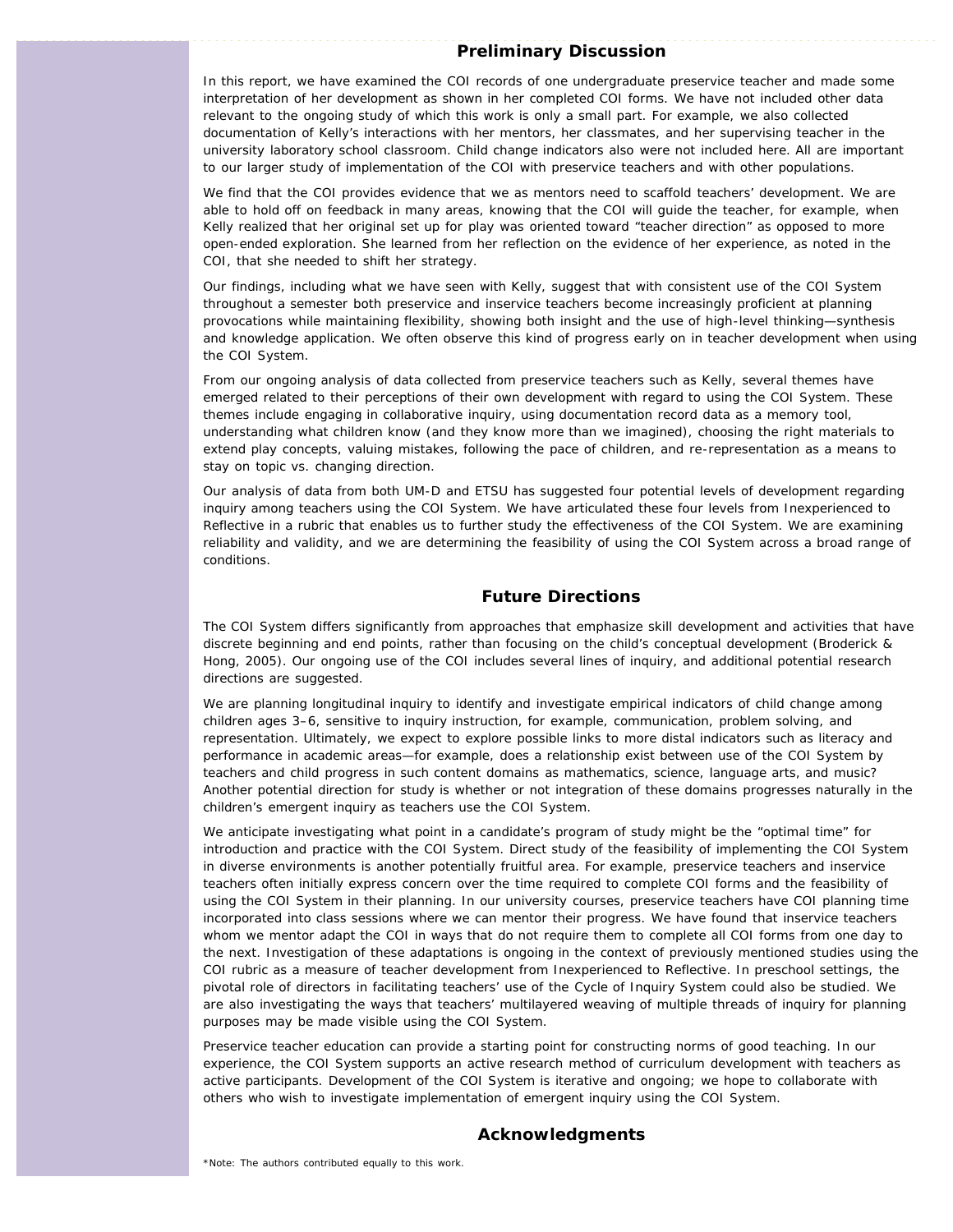## Preliminary Discussion

In this report, we have examined the COI records of one undergraduate preservice teacher and made some interpretation of her development as shown in her completed COI forms. We have not included other data relevant to the ongoing study of which this work is only a small part. For example, we also collected documentation of Kelly's interactions with her mentors, her classmates, and her supervising teacher in the university laboratory school classroom. Child change indicators also were not included here. All are important to our larger study of implementation of the COI with preservice teachers and with other populations.

We find that the COI provides evidence that we as mentors need to scaffold teachers' development. We are able to hold off on feedback in many areas, knowing that the COI will guide the teacher, for example, when Kelly realized that her original set up for play was oriented toward "teacher direction" as opposed to more open-ended exploration. She learned from her reflection on the evidence of her experience, as noted in the COI, that she needed to shift her strategy.

Our findings, including what we have seen with Kelly, suggest that with consistent use of the COI System throughout a semester both preservice and inservice teachers become increasingly proficient at planning provocations while maintaining flexibility, showing both insight and the use of high-level thinking—synthesis and knowledge application. We often observe this kind of progress early on in teacher development when using the COI System.

From our ongoing analysis of data collected from preservice teachers such as Kelly, several themes have emerged related to their perceptions of their own development with regard to using the COI System. These themes include engaging in collaborative inquiry, using documentation record data as a memory tool, understanding what children know (and they know more than we imagined), choosing the right materials to extend play concepts, valuing mistakes, following the pace of children, and re-representation as a means to stay on topic vs. changing direction.

Our analysis of data from both UM-D and ETSU has suggested four potential levels of development regarding inquiry among teachers using the COI System. We have articulated these four levels from Inexperienced to Reflective in a rubric that enables us to further study the effectiveness of the COI System. We are examining reliability and validity, and we are determining the feasibility of using the COI System across a broad range of conditions.

## Future Directions

The COI System differs significantly from approaches that emphasize skill development and activities that have discrete beginning and end points, rather than focusing on the child's conceptual development (Broderick & Hong, 2005). Our ongoing use of the COI includes several lines of inquiry, and additional potential research directions are suggested.

We are planning longitudinal inquiry to identify and investigate empirical indicators of child change among children ages 3–6, sensitive to inquiry instruction, for example, communication, problem solving, and representation. Ultimately, we expect to explore possible links to more distal indicators such as literacy and performance in academic areas—for example, does a relationship exist between use of the COI System by teachers and child progress in such content domains as mathematics, science, language arts, and music? Another potential direction for study is whether or not integration of these domains progresses naturally in the children's emergent inquiry as teachers use the COI System.

We anticipate investigating what point in a candidate's program of study might be the "optimal time" for introduction and practice with the COI System. Direct study of the feasibility of implementing the COI System in diverse environments is another potentially fruitful area. For example, preservice teachers and inservice teachers often initially express concern over the time required to complete COI forms and the feasibility of using the COI System in their planning. In our university courses, preservice teachers have COI planning time incorporated into class sessions where we can mentor their progress. We have found that inservice teachers whom we mentor adapt the COI in ways that do not require them to complete all COI forms from one day to the next. Investigation of these adaptations is ongoing in the context of previously mentioned studies using the COI rubric as a measure of teacher development from Inexperienced to Reflective. In preschool settings, the pivotal role of directors in facilitating teachers' use of the Cycle of Inquiry System could also be studied. We are also investigating the ways that teachers' multilayered weaving of multiple threads of inquiry for planning purposes may be made visible using the COI System.

Preservice teacher education can provide a starting point for constructing norms of good teaching. In our experience, the COI System supports an active research method of curriculum development with teachers as active participants. Development of the COI System is iterative and ongoing; we hope to collaborate with others who wish to investigate implementation of emergent inquiry using the COI System.

## Acknowledgments

*Note: The authors contributed equally to this work.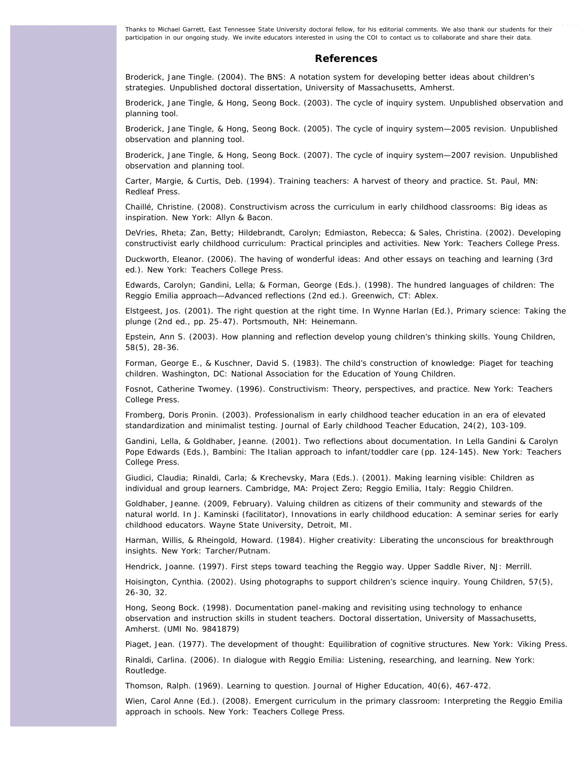Thanks to Michael Garrett, East Tennessee State University doctoral fellow, for his editorial comments. We also thank our students for their participation in our ongoing study. We invite educators interested in using the COI to contact us to collaborate and share their data.

## References

Broderick, Jane Tingle. (2004). The BNS: A notation system for developing better ideas about children's strategies. Unpublished doctoral dissertation, University of Massachusetts, Amherst.

Broderick, Jane Tingle, & Hong, Seong Bock. (2003). The cycle of inquiry system. Unpublished observation and planning tool.

Broderick, Jane Tingle, & Hong, Seong Bock. (2005). The cycle of inquiry system—2005 revision. Unpublished observation and planning tool.

Broderick, Jane Tingle, & Hong, Seong Bock. (2007). The cycle of inquiry system—2007 revision. Unpublished observation and planning tool.

Carter, Margie, & Curtis, Deb. (1994). Training teachers: A harvest of theory and practice. St. Paul, MN: Redleaf Press.

Chaillé, Christine. (2008). Constructivism across the curriculum in early childhood classrooms: Big ideas as inspiration. New York: Allyn & Bacon.

DeVries, Rheta; Zan, Betty; Hildebrandt, Carolyn; Edmiaston, Rebecca; & Sales, Christina. (2002). Developing constructivist early childhood curriculum: Practical principles and activities. New York: Teachers College Press.

Duckworth, Eleanor. (2006). The having of wonderful ideas: And other essays on teaching and learning (3rd ed.). New York: Teachers College Press.

Edwards, Carolyn; Gandini, Lella; & Forman, George (Eds.). (1998). The hundred languages of children: The Reggio Emilia approach—Advanced reflections (2nd ed.). Greenwich, CT: Ablex.

Elstgeest, Jos. (2001). The right question at the right time. In Wynne Harlan (Ed.), Primary science: Taking the plunge (2nd ed., pp. 25-47). Portsmouth, NH: Heinemann.

Epstein, Ann S. (2003). How planning and reflection develop young children's thinking skills. Young Children, 58(5), 28-36.

Forman, George E., & Kuschner, David S. (1983). The child's construction of knowledge: Piaget for teaching children. Washington, DC: National Association for the Education of Young Children.

Fosnot, Catherine Twomey. (1996). Constructivism: Theory, perspectives, and practice. New York: Teachers College Press.

Fromberg, Doris Pronin. (2003). Professionalism in early childhood teacher education in an era of elevated standardization and minimalist testing. Journal of Early childhood Teacher Education, 24(2), 103-109.

Gandini, Lella, & Goldhaber, Jeanne. (2001). Two reflections about documentation. In Lella Gandini & Carolyn Pope Edwards (Eds.), Bambini: The Italian approach to infant/toddler care (pp. 124-145). New York: Teachers College Press.

Giudici, Claudia; Rinaldi, Carla; & Krechevsky, Mara (Eds.). (2001). Making learning visible: Children as individual and group learners. Cambridge, MA: Project Zero; Reggio Emilia, Italy: Reggio Children.

Goldhaber, Jeanne. (2009, February). Valuing children as citizens of their community and stewards of the natural world. In J. Kaminski (facilitator), Innovations in early childhood education: A seminar series for early childhood educators. Wayne State University, Detroit, MI.

Harman, Willis, & Rheingold, Howard. (1984). Higher creativity: Liberating the unconscious for breakthrough insights. New York: Tarcher/Putnam.

Hendrick, Joanne. (1997). First steps toward teaching the Reggio way. Upper Saddle River, NJ: Merrill.

Hoisington, Cynthia. (2002). Using photographs to support children's science inquiry. Young Children, 57(5), 26-30, 32.

Hong, Seong Bock. (1998). Documentation panel-making and revisiting using technology to enhance observation and instruction skills in student teachers. Doctoral dissertation, University of Massachusetts, Amherst. (UMI No. 9841879)

Piaget, Jean. (1977). The development of thought: Equilibration of cognitive structures. New York: Viking Press.

Rinaldi, Carlina. (2006). In dialogue with Reggio Emilia: Listening, researching, and learning. New York: Routledge.

Thomson, Ralph. (1969). Learning to question. Journal of Higher Education, 40(6), 467-472.

Wien, Carol Anne (Ed.). (2008). Emergent curriculum in the primary classroom: Interpreting the Reggio Emilia approach in schools. New York: Teachers College Press.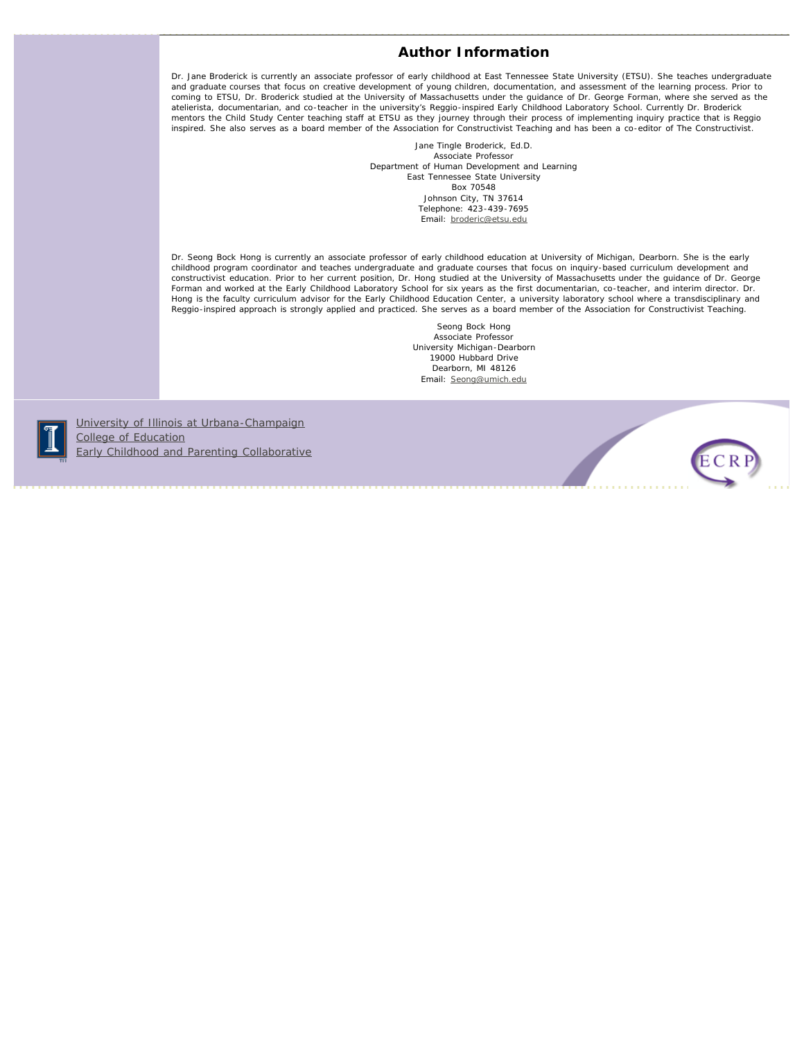## Author Information

Dr. Jane Broderick is currently an associate professor of early childhood at East Tennessee State University (ETSU). She teaches undergraduate and graduate courses that focus on creative development of young children, documentation, and assessment of the learning process. Prior to coming to ETSU, Dr. Broderick studied at the University of Massachusetts under the guidance of Dr. George Forman, where she served as the atelierista, documentarian, and co-teacher in the university's Reggio-inspired Early Childhood Laboratory School. Currently Dr. Broderick mentors the Child Study Center teaching staff at ETSU as they journey through their process of implementing inquiry practice that is Reggio inspired. She also serves as a board member of the Association for Constructivist Teaching and has been a co-editor of The Constructivist.

Jane Tingle Broderick, Ed.D.
Associate Professor
Department of Human Development and Learning
East Tennessee State University
Box 70548
Johnson City, TN 37614
Telephone: 423-439-7695
Email: broderic@etsu.edu

Dr. Seong Bock Hong is currently an associate professor of early childhood education at University of Michigan, Dearborn. She is the early childhood program coordinator and teaches undergraduate and graduate courses that focus on inquiry-based curriculum development and constructivist education. Prior to her current position, Dr. Hong studied at the University of Massachusetts under the guidance of Dr. George Forman and worked at the Early Childhood Laboratory School for six years as the first documentarian, co-teacher, and interim director. Dr. Hong is the faculty curriculum advisor for the Early Childhood Education Center, a university laboratory school where a transdisciplinary and Reggio-inspired approach is strongly applied and practiced. She serves as a board member of the Association for Constructivist Teaching.

Seong Bock Hong
Associate Professor
University Michigan-Dearborn
19000 Hubbard Drive
Dearborn, MI 48126
Email: Seong@umich.edu

University of Illinois at Urbana-Champaign
College of Education
Early Childhood and Parenting Collaborative